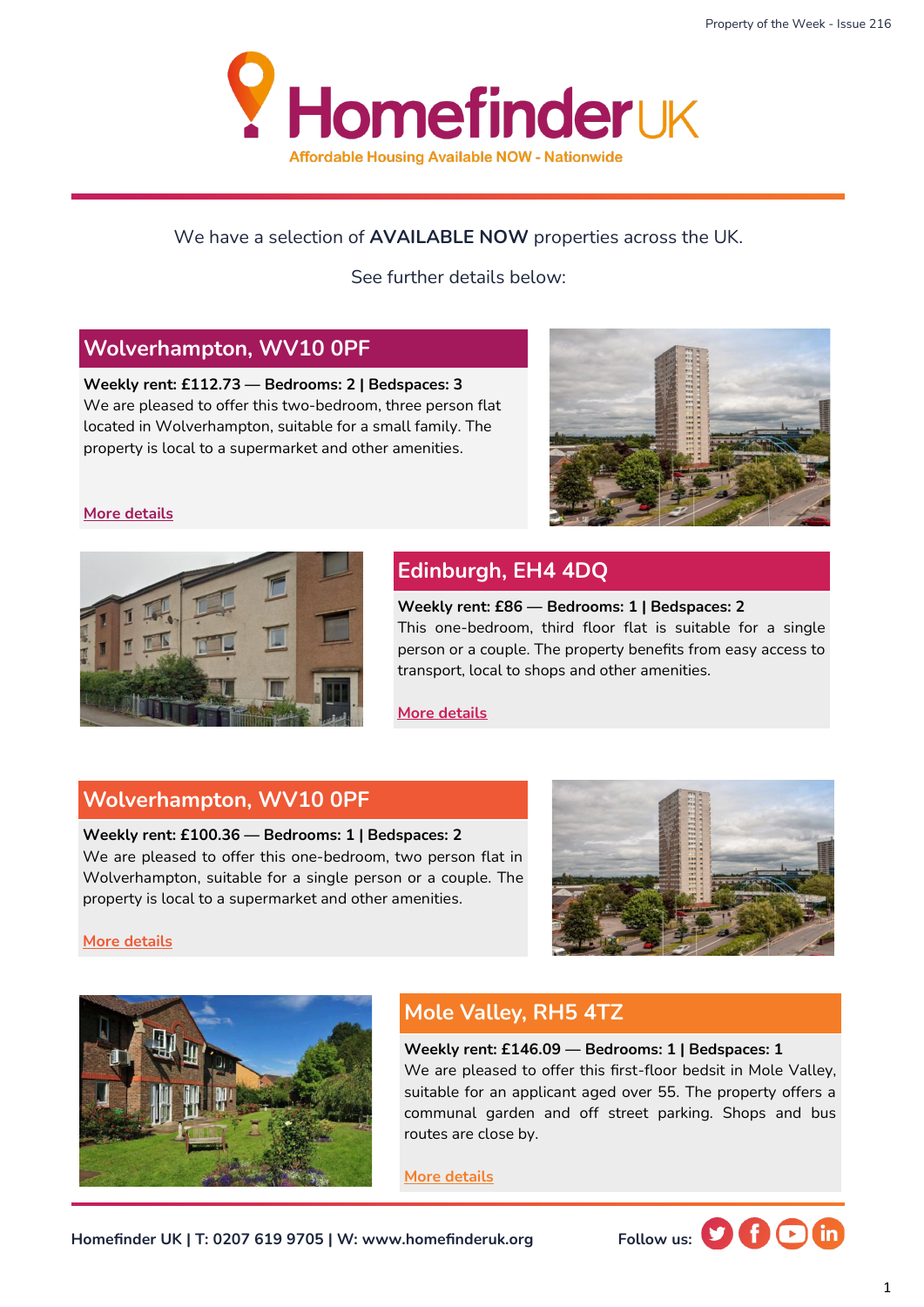# Homefinder UK

Affordable Housing Available NOW - Nationwide

We have a selection of **AVAILABLE NOW** properties across the UK.

See further details below:

## Wolverhampton, WV10 0PF

**Weekly rent: £112.73 — Bedrooms: 2 | Bedspaces: 3**
We are pleased to offer this two-bedroom, three person flat located in Wolverhampton, suitable for a small family. The property is local to a supermarket and other amenities.

More details

## Edinburgh, EH4 4DQ

**Weekly rent: £86 — Bedrooms: 1 | Bedspaces: 2**
This one-bedroom, third floor flat is suitable for a single person or a couple. The property benefits from easy access to transport, local to shops and other amenities.

More details

## Wolverhampton, WV10 0PF

**Weekly rent: £100.36 — Bedrooms: 1 | Bedspaces: 2**
We are pleased to offer this one-bedroom, two person flat in Wolverhampton, suitable for a single person or a couple. The property is local to a supermarket and other amenities.

More details

## Mole Valley, RH5 4TZ

**Weekly rent: £146.09 — Bedrooms: 1 | Bedspaces: 1**
We are pleased to offer this first-floor bedsit in Mole Valley, suitable for an applicant aged over 55. The property offers a communal garden and off street parking. Shops and bus routes are close by.

More details

**Homefinder UK | T: 0207 619 9705 | W: www.homefinderuk.org**

**Follow us:**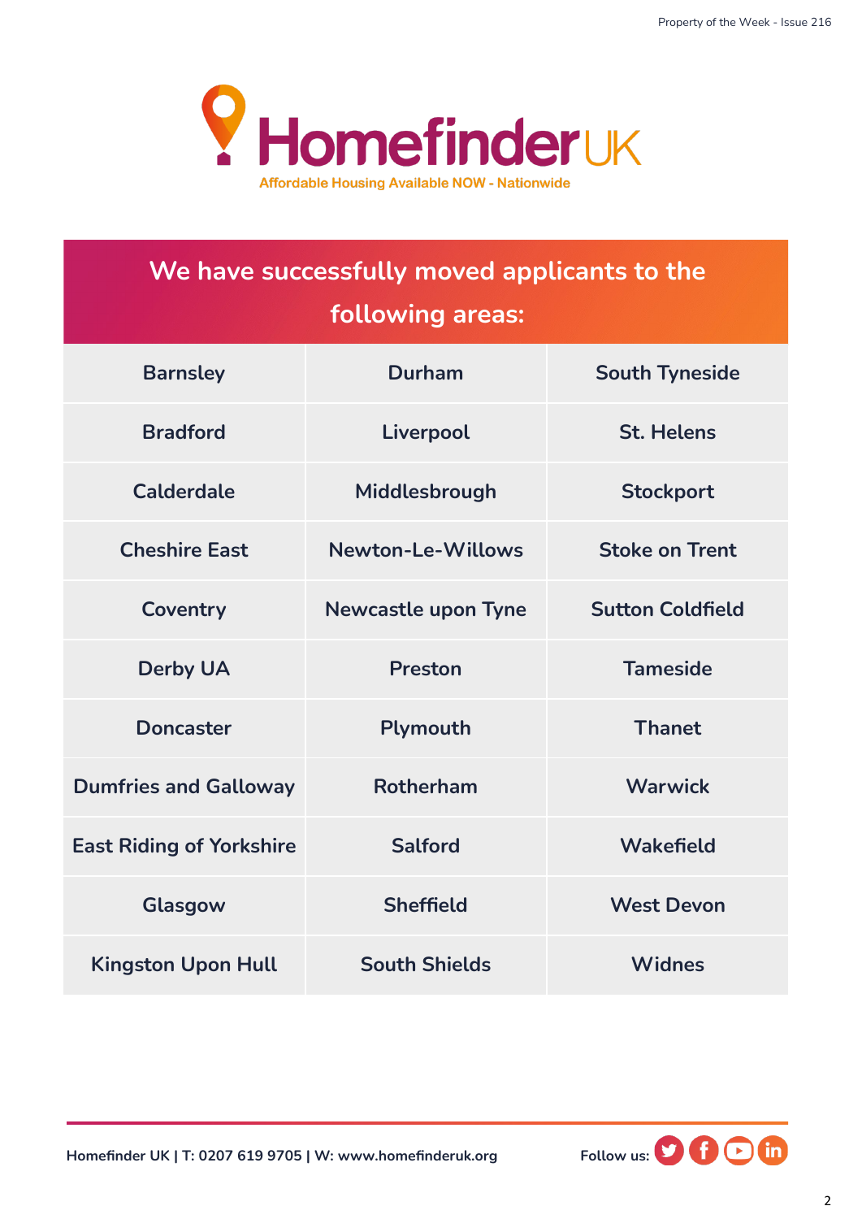# HomefinderUK

Affordable Housing Available NOW - Nationwide

## We have successfully moved applicants to the following areas:

| | | |
|---|---|---|
| Barnsley | Durham | South Tyneside |
| Bradford | Liverpool | St. Helens |
| Calderdale | Middlesbrough | Stockport |
| Cheshire East | Newton-Le-Willows | Stoke on Trent |
| Coventry | Newcastle upon Tyne | Sutton Coldfield |
| Derby UA | Preston | Tameside |
| Doncaster | Plymouth | Thanet |
| Dumfries and Galloway | Rotherham | Warwick |
| East Riding of Yorkshire | Salford | Wakefield |
| Glasgow | Sheffield | West Devon |
| Kingston Upon Hull | South Shields | Widnes |

**Homefinder UK | T: 0207 619 9705 | W: www.homefinderuk.org**

**Follow us:**